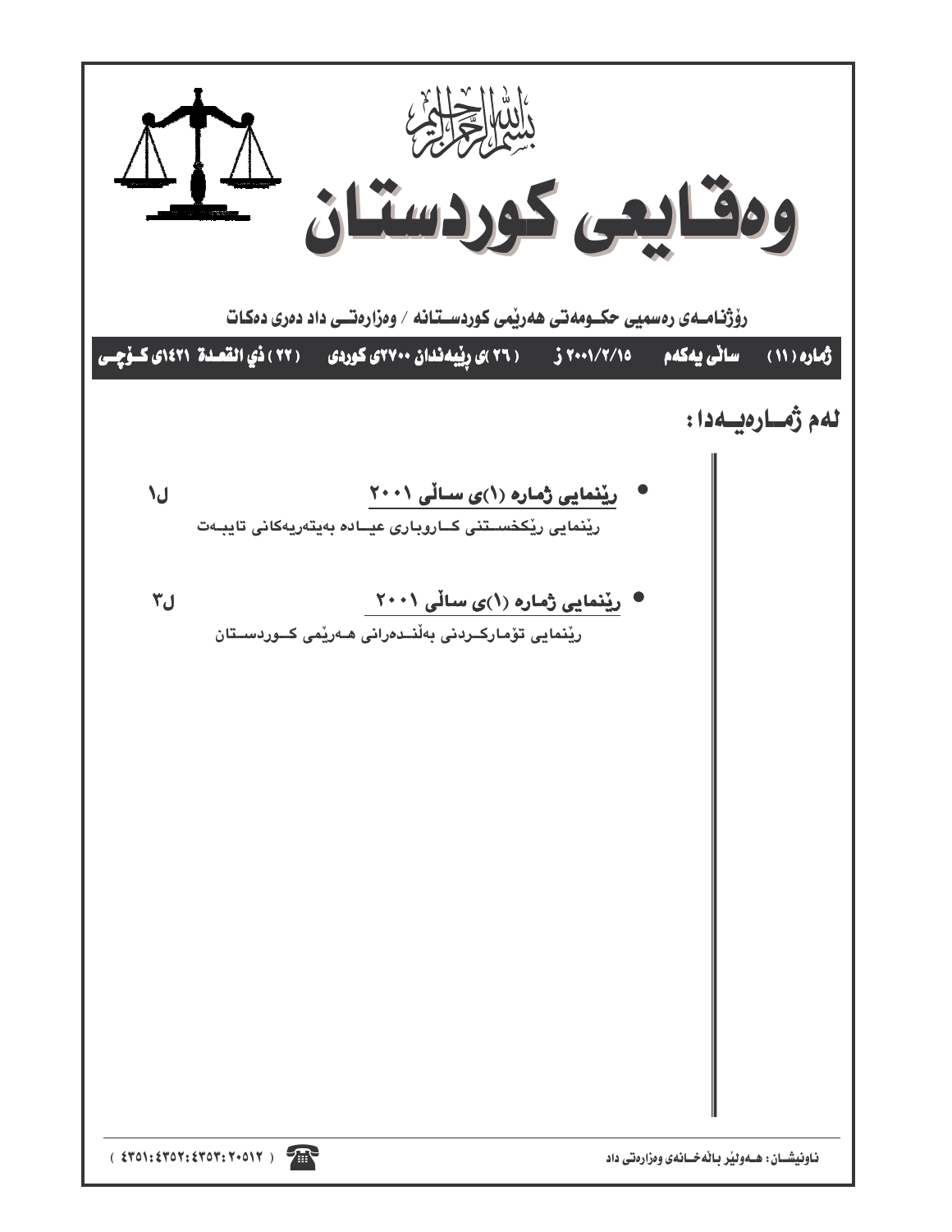بسم الله الرحمن الرحيم

# وەقایعی کوردستان

رۆژنامەی رەسمیی حکومەتی هەرێمی کوردستانە / وەزارەتی داد دەری دەکات

ژمارە (١١) سالی یەکەم ٢٠٠١/٢/١٥ ز (٢٦)ی رێبەندان ٢٧٠٠ی کوردی (٢٢) ذي القعدة ١٤٢١ی کۆچی

## لەم ژمارەیەدا:

- **رێنمایی ژمارە (١)ی سالی ٢٠٠١** ل١
  رێنمایی رێکخستنی کاروباری عیادە بەیتەرییەکانی تایبەت

- **رێنمایی ژمارە (١)ی سالی ٢٠٠١** ل٣
  رێنمایی تۆمارکردنی بەلندەرانی هەرێمی کوردستان

ناونیشان: هەولێر باڵەخانەی وەزارەتی داد

( ٤٣٥١:٤٣٥٢:٤٣٥٣:٢٠٥١٢ )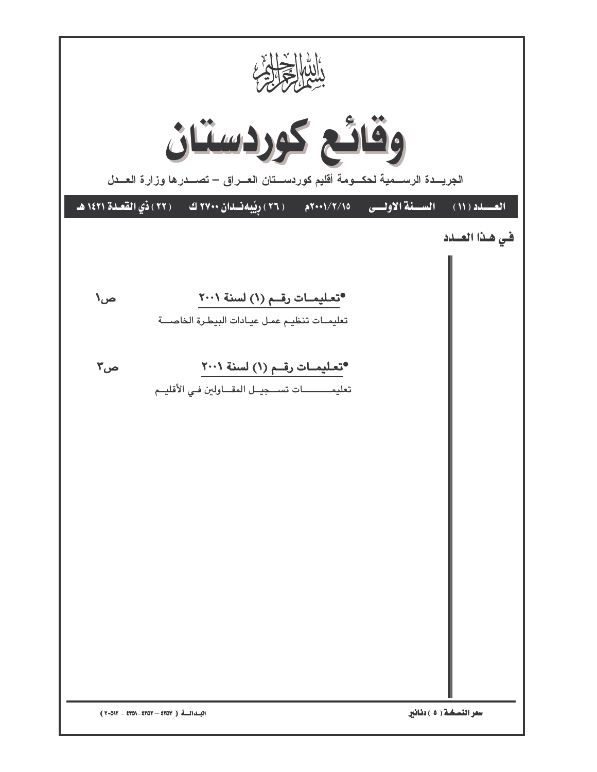بسم الله الرحمن الرحيم

# وقائع كوردستان

الجريدة الرسمية لحكومة أقليم كوردستان العراق – تصدرها وزارة العدل

**العدد (١١) السنة الاولى ٢٠٠١/٢/١٥م (٢٦) رێبەندان ٢٧٠٠ ك (٢٢) ذي القعدة ١٤٢١ هـ**

## في هذا العدد

•**تعليمات رقم (١) لسنة ٢٠٠١** ص١

تعليمات تنظيم عمل عيادات البيطرة الخاصة

•**تعليمات رقم (١) لسنة ٢٠٠١** ص٣

تعليمات تسجيل المقاولين في الأقليم

سعر النسخة (٥) دنانير

البدالة (٤٣٥٣ – ٤٣٥٢ - ٤٣٥١ - ٢٠٥١٢)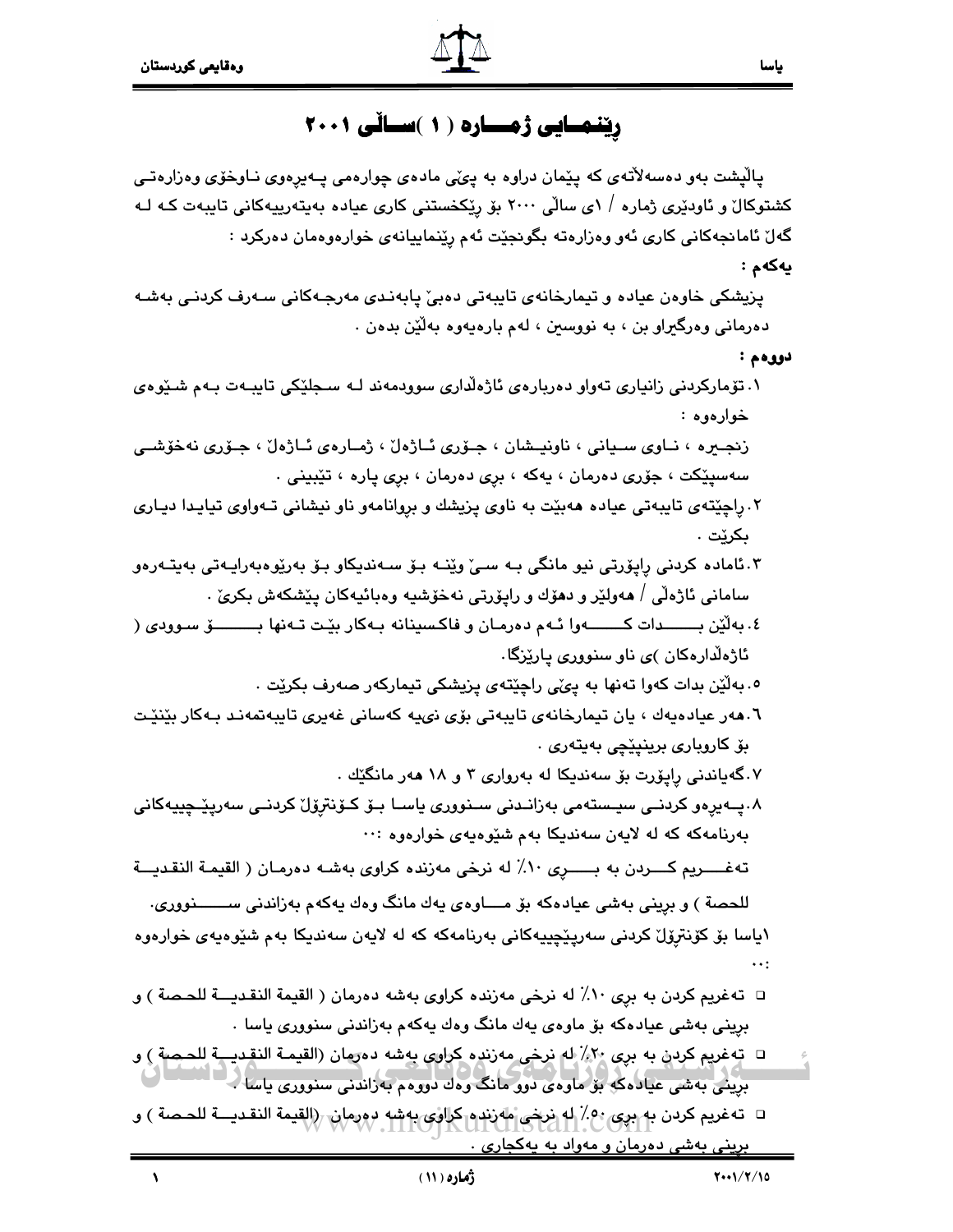# رێنمایی ژمارە ( ١ )ساڵی ٢٠٠١

پاڵپشت بەو دەسەڵاتەی کە پێمان دراوە بە پێی مادەی چوارەمی پەیڕەوی ناوخۆی وەزارەتی کشتوکاڵ و ئاودێری ژمارە / ١ی ساڵی ٢٠٠٠ بۆ ڕێکخستنی کاری عیادە بەیتەرییەکانی تایبەت کە لە گەڵ ئامانجەکانی کاری ئەو وەزارەتە بگونجێت ئەم ڕێنماییانەی خوارەوەمان دەرکرد :

**یەکەم :**

پزیشکی خاوەن عیادە و تیمارخانەی تایبەتی دەبێ پابەندی مەرجەکانی سەرف کردنی بەشە دەرمانی وەرگیراو بن ، بە نووسین ، لەم بارەیەوە بەڵێن بدەن .

**دووەم :**

١. تۆمارکردنی زانیاری تەواو دەربارەی ئاژەڵداری سوودمەند لە سجلێکی تایبەت بەم شێوەی خوارەوە :

زنجیرە ، ناوی سیانی ، ناونیشان ، جۆری ئاژەڵ ، ژمارەی ئاژەڵ ، جۆری نەخۆشی سەسپێکت ، جۆری دەرمان ، یەکە ، بڕی دەرمان ، بڕی پارە ، تێبینی .

٢. ڕاچێتەی تایبەتی عیادە هەبێت بە ناوی پزیشك و بڕوانامەو ناو نیشانی تەواوی تیایدا دیاری بکرێت .

٣. ئامادە کردنی ڕاپۆرتی نیو مانگی بە سێ وێنە بۆ سەندیکاو بۆ بەڕێوەبەرایەتی بەیتەرەو سامانی ئاژەڵی / هەولێر و دهۆك و ڕاپۆرتی نەخۆشیە وەبائیەکان پێشکەش بکرێ .

٤. بەڵێن بدات کەوا ئەم دەرمان و فاکسینانە بەکار بێت تەنها بۆ سوودی ( ئاژەڵدارەکان )ی ناو سنووری پارێزگا.

٥. بەڵێن بدات کەوا تەنها بە پێی ڕاچێتەی پزیشکی تیمارکەر صەرف بکرێت .

٦. هەر عیادەیەك ، یان تیمارخانەی تایبەتی بۆی نییە کەسانی غەیری تایبەتمەند بەکار بێنێت بۆ کاروباری برینپێچی بەیتەری .

٧. گەیاندنی ڕاپۆرت بۆ سەندیکا لە بەرواری ٣ و ١٨ هەر مانگێك .

٨. پەیڕەو کردنی سیستەمی بەزاندنی سنووری یاسا بۆ کۆنترۆڵ کردنی سەرپێچییەکانی بەرنامەکە کە لە لایەن سەندیکا بەم شێوەیەی خوارەوە :··

تەغریم کردن بە بڕی ١٠٪ لە نرخی مەزندە کراوی بەشە دەرمان ( القيمة النقدية للحصة ) و برینی بەشی عیادەکە بۆ ماوەی یەك مانگ وەك یەکەم بەزاندنی سنووری.

١یاسا بۆ کۆنترۆڵ کردنی سەرپێچییەکانی بەرنامەکە کە لە لایەن سەندیکا بەم شێوەیەی خوارەوە ··:

- تەغریم کردن بە بڕی ١٠٪ لە نرخی مەزندە کراوی بەشە دەرمان ( القيمة النقدية للحصة ) و برینی بەشی عیادەکە بۆ ماوەی یەك مانگ وەك یەکەم بەزاندنی سنووری یاسا .
- تەغریم کردن بە بڕی ٢٠٪ لە نرخی مەزندە کراوی بەشە دەرمان (القيمة النقدية للحصة ) و برینی بەشی عیادەکە بۆ ماوەی دوو مانگ وەك دووەم بەزاندنی سنووری یاسا .
- تەغریم کردن بە بڕی ٥٠٪ لە نرخی مەزندە کراوی بەشە دەرمان (القيمة النقدية للحصة ) و برینی بەشی دەرمان و مەواد بە یەکجاری .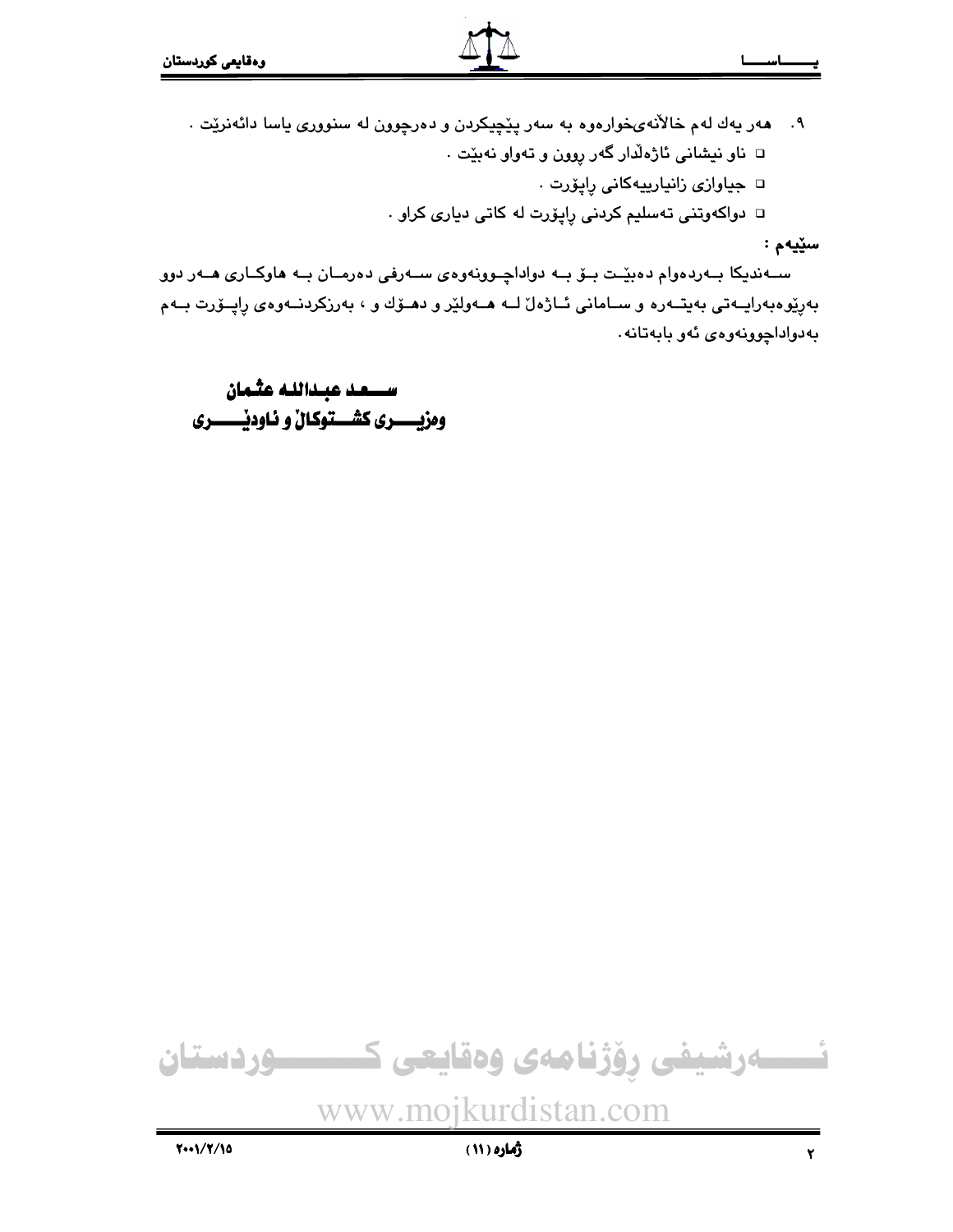٩. هەر یەك لەم خاڵانەیخوارەوە بە سەر پێچیکردن و دەرچوون لە سنووری یاسا دائەنرێت .

- ناو نیشانی ئاژەڵدار گەر روون و تەواو نەبێت .
- جیاوازی زانیارییەکانی راپۆرت .
- دواکەوتنی تەسلیم کردنی راپۆرت لە کاتی دیاری کراو .

**سێیەم :**

سەندیکا بەردەوام دەبێت بۆ بە دواداچوونەوەی سەرفی دەرمان بە هاوکاری هەر دوو بەرێوەبەرایەتی بەیتەرە و سامانی ئاژەڵ لە هەولێر و دهۆك و ، بەرزکردنەوەی راپۆرت بەم بەدواداچوونەوەی ئەو بابەتانە.

**سعد عبدالله عثمان**
**وەزیری کشتوکاڵ و ئاودێری**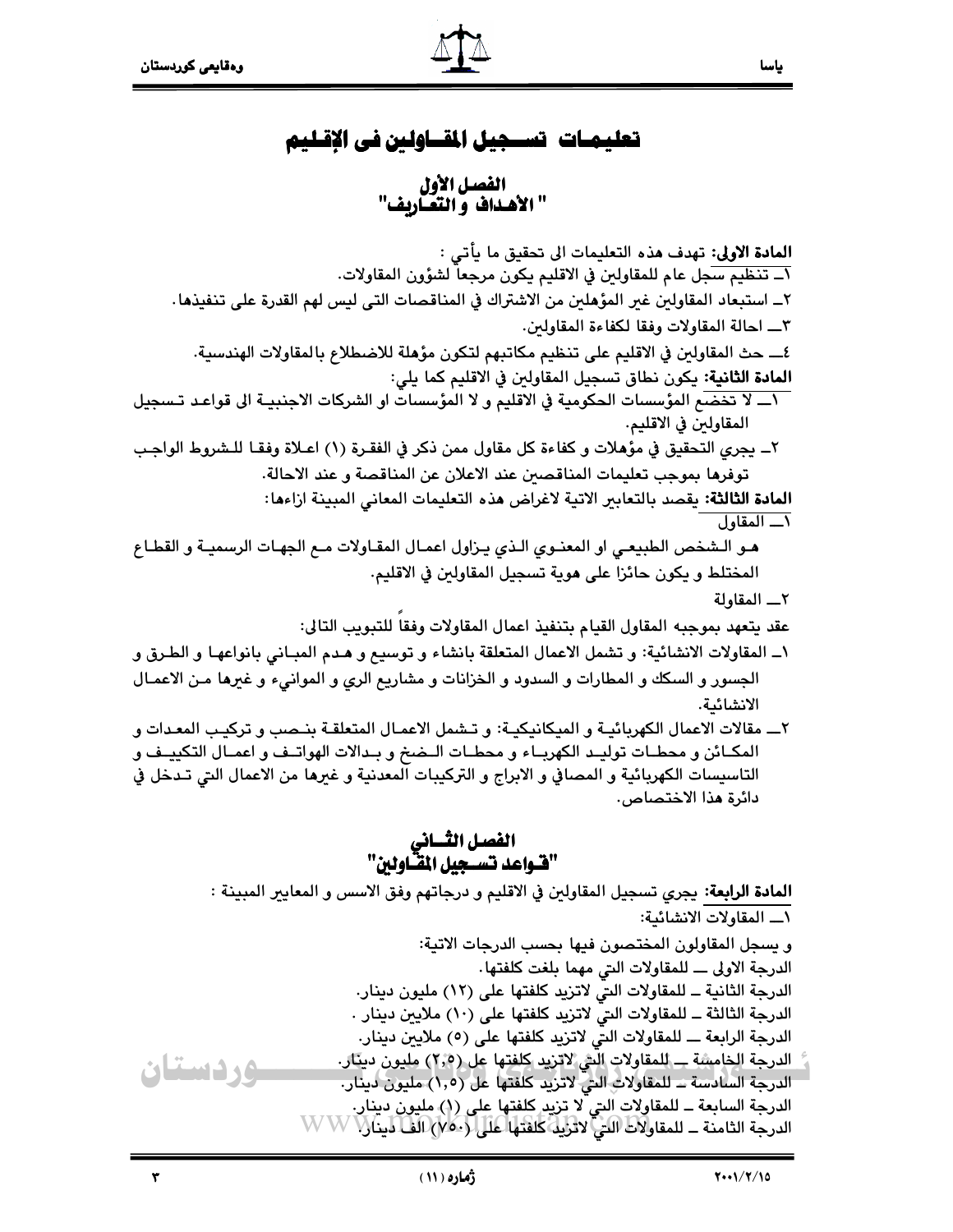# تعليمات تسجيل المقاولين فى الإقليم

## الفصل الأول
## " الأهداف و التعاريف"

**المادة الاولى:** تهدف هذه التعليمات الى تحقيق ما يأتي :

١ــ تنظيم سجل عام للمقاولين في الاقليم يكون مرجعاً لشؤون المقاولات.

٢ــ استبعاد المقاولين غير المؤهلين من الاشتراك في المناقصات التى ليس لهم القدرة على تنفيذها.

٣ــ احالة المقاولات وفقا لكفاءة المقاولين.

٤ــ حث المقاولين في الاقليم على تنظيم مكاتبهم لتكون مؤهلة للاضطلاع بالمقاولات الهندسية.

**المادة الثانية:** يكون نطاق تسجيل المقاولين في الاقليم كما يلي:

١ــ لا تخضع المؤسسات الحكومية في الاقليم و لا المؤسسات او الشركات الاجنبية الى قواعد تسجيل المقاولين في الاقليم.

٢ــ يجري التحقيق في مؤهلات و كفاءة كل مقاول ممن ذكر في الفقرة (١) اعلاة وفقا للشروط الواجب توفرها بموجب تعليمات المناقصين عند الاعلان عن المناقصة و عند الاحالة.

**المادة الثالثة:** يقصد بالتعابير الاتية لاغراض هذه التعليمات المعاني المبينة ازاءها:

١ــ المقاول

هو الشخص الطبيعي او المعنوي الذي يزاول اعمال المقاولات مع الجهات الرسمية و القطاع المختلط و يكون حائزا على هوية تسجيل المقاولين في الاقليم.

٢ــ المقاولة

عقد يتعهد بموجبه المقاول القيام بتنفيذ اعمال المقاولات وفقاً للتبويب التالى:

١ــ المقاولات الانشائية: و تشمل الاعمال المتعلقة بانشاء و توسيع و هدم المباني بانواعها و الطرق و الجسور و السكك و المطارات و السدود و الخزانات و مشاريع الري و الموانيء و غيرها من الاعمال الانشائية.

٢ــ مقالات الاعمال الكهربائية و الميكانيكية: و تشمل الاعمال المتعلقة بنصب و تركيب المعدات و المكائن و محطات توليد الكهرباء و محطات الضخ و بدالات الهواتف و اعمال التكييف و التاسيسات الكهربائية و المصافي و الابراج و التركيبات المعدنية و غيرها من الاعمال التي تدخل في دائرة هذا الاختصاص.

## الفصل الثاني
## "قواعد تسجيل المقاولين"

**المادة الرابعة:** يجري تسجيل المقاولين في الاقليم و درجاتهم وفق الاسس و المعايير المبينة :

١ــ المقاولات الانشائية:

و يسجل المقاولون المختصون فيها بحسب الدرجات الاتية:

الدرجة الاولى ــ للمقاولات التي مهما بلغت كلفتها.

الدرجة الثانية ــ للمقاولات التي لاتزيد كلفتها على (١٢) مليون دينار.

الدرجة الثالثة ــ للمقاولات التي لاتزيد كلفتها على (١٠) ملايين دينار .

الدرجة الرابعة ــ للمقاولات التي لاتزيد كلفتها على (٥) ملايين دينار.

الدرجة الخامسة ــ للمقاولات التي لاتزيد كلفتها عل (٢,٥) مليون دينار.

الدرجة السادسة ــ للمقاولات التي لاتزيد كلفتها عل (١,٥) مليون دينار.

الدرجة السابعة ــ للمقاولات التي لا تزيد كلفتها على (١) مليون دينار.

الدرجة الثامنة ــ للمقاولات التي لاتزيد كلفتها على (٧٥٠) الف دينار.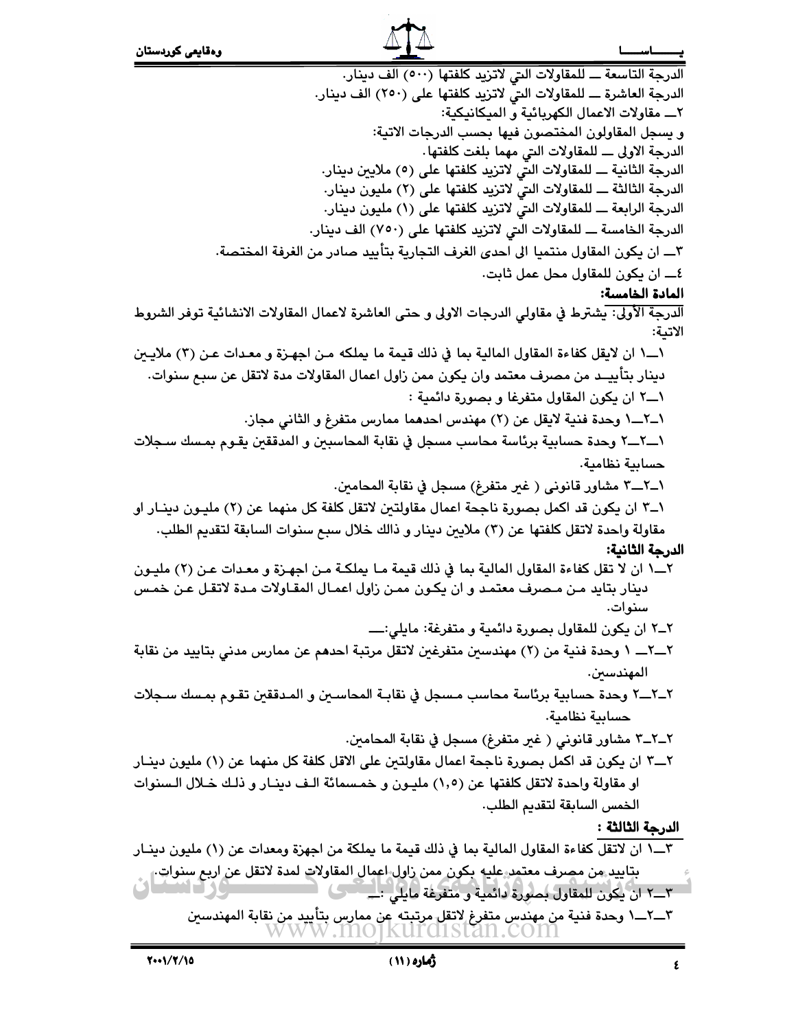الدرجة التاسعة ــ للمقاولات التي لاتزيد كلفتها (٥٠٠) الف دينار.

الدرجة العاشرة ــ للمقاولات التي لاتزيد كلفتها على (٢٥٠) الف دينار.

٢ــ مقاولات الاعمال الكهربائية و الميكانيكية:

و يسجل المقاولون المختصون فيها بحسب الدرجات الاتية:

الدرجة الاولى ــ للمقاولات التي مهما بلغت كلفتها.

الدرجة الثانية ــ للمقاولات التي لاتزيد كلفتها على (٥) ملايين دينار.

الدرجة الثالثة ــ للمقاولات التي لاتزيد كلفتها على (٢) مليون دينار.

الدرجة الرابعة ــ للمقاولات التي لاتزيد كلفتها على (١) مليون دينار.

الدرجة الخامسة ــ للمقاولات التي لاتزيد كلفتها على (٧٥٠) الف دينار.

٣ــ ان يكون المقاول منتميا الى احدى الغرف التجارية بتأييد صادر من الغرفة المختصة.

٤ــ ان يكون للمقاول محل عمل ثابت.

**المادة الخامسة:**

الدرجة الأولى: يشترط في مقاولي الدرجات الاولى و حتى العاشرة لاعمال المقاولات الانشائية توفر الشروط الاتية:

١ــ١ ان لايقل كفاءة المقاول المالية بما في ذلك قيمة ما يملكه من اجهزة و معدات عن (٣) ملايين دينار بتأييد من مصرف معتمد وان يكون ممن زاول اعمال المقاولات مدة لاتقل عن سبع سنوات.

١ــ٢ ان يكون المقاول متفرغا و بصورة دائمية :

١ــ٢ــ١ وحدة فنية لايقل عن (٢) مهندس احدهما ممارس متفرغ و الثاني مجاز.

١ــ٢ــ٢ وحدة حسابية برئاسة محاسب مسجل في نقابة المحاسبين و المدققين يقوم بمسك سجلات حسابية نظامية.

١ــ٢ــ٣ مشاور قانونى ( غير متفرغ) مسجل في نقابة المحامين.

١ــ٣ ان يكون قد اكمل بصورة ناجحة اعمال مقاولتين لاتقل كلفة كل منهما عن (٢) مليون دينار او مقاولة واحدة لاتقل كلفتها عن (٣) ملايين دينار و ذالك خلال سبع سنوات السابقة لتقديم الطلب.

**الدرجة الثانية:**

٢ــ١ ان لا تقل كفاءة المقاول المالية بما في ذلك قيمة ما يملكة من اجهزة و معدات عن (٢) مليون دينار بتايد من مصرف معتمد و ان يكون ممن زاول اعمال المقاولات مدة لاتقل عن خمس سنوات.

٢ــ٢ ان يكون للمقاول بصورة دائمية و متفرغة: مايلي:ــ

٢ــ٢ــ ١ وحدة فنية من (٢) مهندسين متفرغين لاتقل مرتبة احدهم عن ممارس مدني بتاييد من نقابة المهندسين.

٢ــ٢ــ٢ وحدة حسابية برئاسة محاسب مسجل في نقابة المحاسين و المدققين تقوم بمسك سجلات حسابية نظامية.

٢ــ٢ــ٣ مشاور قانوني ( غير متفرغ) مسجل في نقابة المحامين.

٢ــ٣ ان يكون قد اكمل بصورة ناجحة اعمال مقاولتين على الاقل كلفة كل منهما عن (١) مليون دينار او مقاولة واحدة لاتقل كلفتها عن (١,٥) مليون و خمسمائة الف دينار و ذلك خلال السنوات الخمس السابقة لتقديم الطلب.

**الدرجة الثالثة :**

٣ــ١ ان لاتقل كفاءة المقاول المالية بما في ذلك قيمة ما يملكة من اجهزة ومعدات عن (١) مليون دينار بتاييد من مصرف معتمد عليه يكون ممن زاول اعمال المقاولات لمدة لاتقل عن اربع سنوات.

٣ــ٢ ان يكون للمقاول بصورة دائمية و متفرغة مايلي :ــ

٣ــ٢ــ١ وحدة فنية من مهندس متفرغ لاتقل مرتبته عن ممارس بتأييد من نقابة المهندسين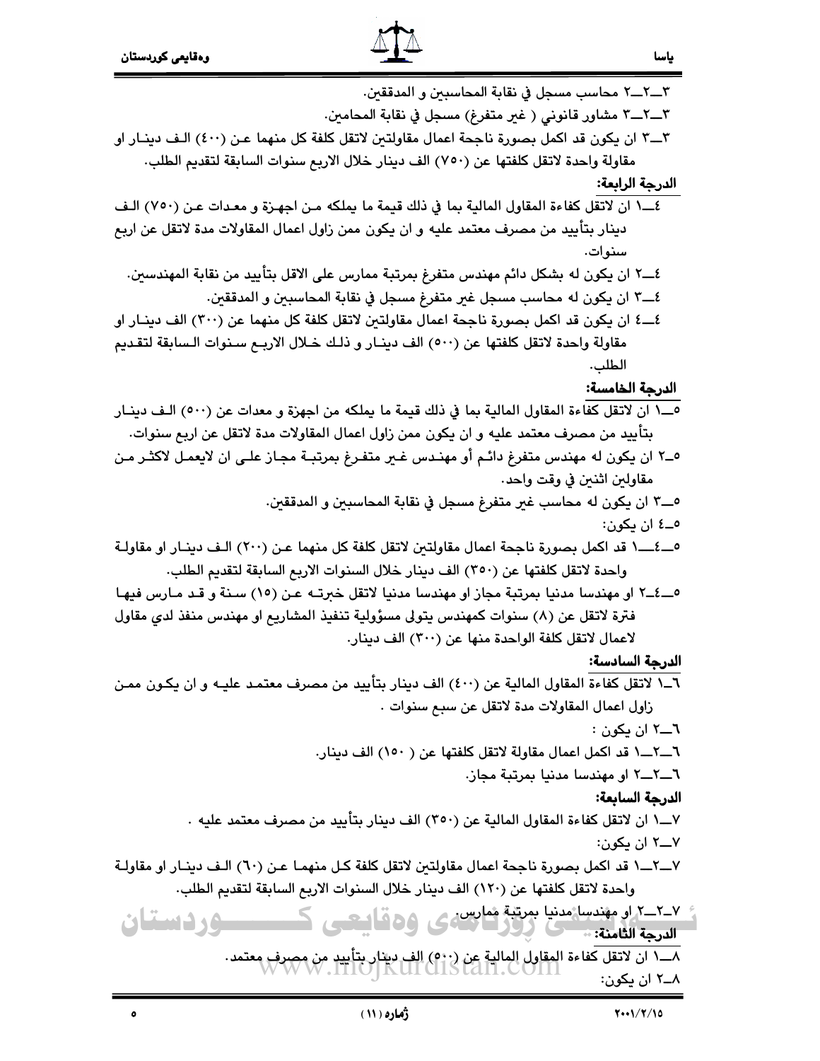٣ــ٢ــ٢ محاسب مسجل في نقابة المحاسبين و المدققين.

٣ــ٢ــ٣ مشاور قانوني ( غير متفرغ) مسجل في نقابة المحامين.

٣ــ٣ ان يكون قد اكمل بصورة ناجحة اعمال مقاولتين لاتقل كلفة كل منهما عن (٤٠٠) الف دينار او مقاولة واحدة لاتقل كلفتها عن (٧٥٠) الف دينار خلال الاربع سنوات السابقة لتقديم الطلب.

**الدرجة الرابعة:**

٤ــ١ ان لاتقل كفاءة المقاول المالية بما في ذلك قيمة ما يملكه من اجهزة و معدات عن (٧٥٠) الف دينار بتأييد من مصرف معتمد عليه و ان يكون ممن زاول اعمال المقاولات مدة لاتقل عن اربع سنوات.

٤ــ٢ ان يكون له بشكل دائم مهندس متفرغ بمرتبة ممارس على الاقل بتأييد من نقابة المهندسين.

٤ــ٣ ان يكون له محاسب مسجل غير متفرغ مسجل في نقابة المحاسبين و المدققين.

٤ــ٤ ان يكون قد اكمل بصورة ناجحة اعمال مقاولتين لاتقل كلفة كل منهما عن (٣٠٠) الف دينار او مقاولة واحدة لاتقل كلفتها عن (٥٠٠) الف دينار و ذلك خلال الاربع سنوات السابقة لتقديم الطلب.

**الدرجة الخامسة:**

٥ــ١ ان لاتقل كفاءة المقاول المالية بما في ذلك قيمة ما يملكه من اجهزة و معدات عن (٥٠٠) الف دينار بتأييد من مصرف معتمد عليه و ان يكون ممن زاول اعمال المقاولات مدة لاتقل عن اربع سنوات.

٥ـ٢ ان يكون له مهندس متفرغ دائم أو مهندس غير متفرغ بمرتبة مجاز على ان لايعمل لاكثر من مقاولين اثنين في وقت واحد.

٥ــ٣ ان يكون له محاسب غير متفرغ مسجل في نقابة المحاسبين و المدققين.

٥ـ٤ ان يكون:

٥ــ٤ــ١ قد اكمل بصورة ناجحة اعمال مقاولتين لاتقل كلفة كل منهما عن (٢٠٠) الف دينار او مقاولة واحدة لاتقل كلفتها عن (٣٥٠) الف دينار خلال السنوات الاربع السابقة لتقديم الطلب.

٥ــ٤ــ٢ او مهندسا مدنيا بمرتبة مجاز او مهندسا مدنيا لاتقل خبرته عن (١٥) سنة و قد مارس فيها فترة لاتقل عن (٨) سنوات كمهندس يتولى مسؤولية تنفيذ المشاريع او مهندس منفذ لدي مقاول لاعمال لاتقل كلفة الواحدة منها عن (٣٠٠) الف دينار.

**الدرجة السادسة:**

٦ـ١ لاتقل كفاءة المقاول المالية عن (٤٠٠) الف دينار بتأييد من مصرف معتمد عليه و ان يكون ممن زاول اعمال المقاولات مدة لاتقل عن سبع سنوات .

٦ــ٢ ان يكون :

٦ــ٢ــ١ قد اكمل اعمال مقاولة لاتقل كلفتها عن ( ١٥٠) الف دينار.

٦ــ٢ــ٢ او مهندسا مدنيا بمرتبة مجاز.

**الدرجة السابعة:**

٧ــ١ ان لاتقل كفاءة المقاول المالية عن (٣٥٠) الف دينار بتأييد من مصرف معتمد عليه .

٧ــ٢ ان يكون:

٧ــ٢ــ١ قد اكمل بصورة ناجحة اعمال مقاولتين لاتقل كلفة كل منهما عن (٦٠) الف دينار او مقاولة واحدة لاتقل كلفتها عن (١٢٠) الف دينار خلال السنوات الاربع السابقة لتقديم الطلب.

٧ــ٢ــ٢ او مهندسا مدنيا بمرتبة ممارس.

**الدرجة الثامنة:**

٨ــ١ ان لاتقل كفاءة المقاول المالية عن (٥٠٠) الف دينار بتأييد من مصرف معتمد.

٨ـ٢ ان يكون: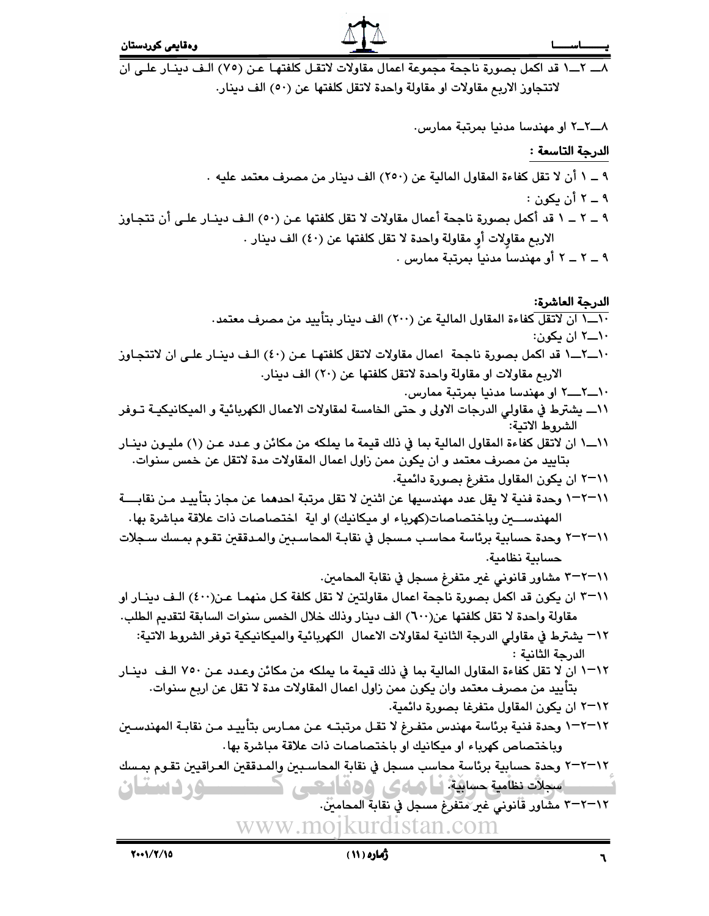٨ــ ٢ــ١ قد اكمل بصورة ناجحة مجموعة اعمال مقاولات لاتقل كلفتها عن (٧٥) الف دينار على ان لاتتجاوز الاربع مقاولات او مقاولة واحدة لاتقل كلفتها عن (٥٠) الف دينار.

٨ــ٢ــ٢ او مهندسا مدنيا بمرتبة ممارس.

**الدرجة التاسعة :**

٩ ـ ١ أن لا تقل كفاءة المقاول المالية عن (٢٥٠) الف دينار من مصرف معتمد عليه .

٩ ـ ٢ أن يكون :

٩ ـ ٢ ـ ١ قد أكمل بصورة ناجحة أعمال مقاولات لا تقل كلفتها عن (٥٠) الف دينار على أن تتجاوز الاربع مقاولات أو مقاولة واحدة لا تقل كلفتها عن (٤٠) الف دينار .

٩ ـ ٢ ـ ٢ أو مهندساً مدنياً بمرتبة ممارس .

**الدرجة العاشرة:**

١٠ــ١ ان لاتقل كفاءة المقاول المالية عن (٢٠٠) الف دينار بتأييد من مصرف معتمد.

١٠ــ٢ ان يكون:

١٠ــ٢ــ١ قد اكمل بصورة ناجحة اعمال مقاولات لاتقل كلفتها عن (٤٠) الف دينار على ان لاتتجاوز الاربع مقاولات او مقاولة واحدة لاتقل كلفتها عن (٢٠) الف دينار.

١٠ــ٢ــ٢ او مهندسا مدنيا بمرتبة ممارس.

١١ــ يشترط في مقاولي الدرجات الاولى و حتى الخامسة لمقاولات الاعمال الكهربائية و الميكانيكية توفر الشروط الاتية:

١١ــ١ ان لاتقل كفاءة المقاول المالية بما في ذلك قيمة ما يملكه من مكائن و عدد عن (١) مليون دينار بتاييد من مصرف معتمد و ان يكون ممن زاول اعمال المقاولات مدة لاتقل عن خمس سنوات.

١١ــ٢ ان يكون المقاول متفرغ بصورة دائمية.

١١ــ٢ــ١ وحدة فنية لا يقل عدد مهندسيها عن اثنين لا تقل مرتبة احدهما عن مجاز بتأييد من نقابة المهندسين وباختصاصات(كهرباء او ميكانيك) او اية اختصاصات ذات علاقة مباشرة بها.

١١ــ٢ــ٢ وحدة حسابية برئاسة محاسب مسجل في نقابة المحاسبين والمدققين تقوم بمسك سجلات حسابية نظامية.

١١ــ٢ــ٣ مشاور قانوني غير متفرغ مسجل في نقابة المحامين.

١١ــ٣ ان يكون قد اكمل بصورة ناجحة اعمال مقاولتين لا تقل كلفة كل منهما عن(٤٠٠) الف دينار او مقاولة واحدة لا تقل كلفتها عن(٦٠٠) الف دينار وذلك خلال الخمس سنوات السابقة لتقديم الطلب.

١٢ــ يشترط في مقاولي الدرجة الثانية لمقاولات الاعمال الكهربائية والميكانيكية توفر الشروط الاتية:
الدرجة الثانية :

١٢ــ١ ان لا تقل كفاءة المقاول المالية بما في ذلك قيمة ما يملكه من مكائن وعدد عن ٧٥٠ الف دينار بتأييد من مصرف معتمد وان يكون ممن زاول اعمال المقاولات مدة لا تقل عن اربع سنوات.

١٢ــ٢ ان يكون المقاول متفرغا بصورة دائمية.

١٢ــ٢ــ١ وحدة فنية برئاسة مهندس متفرغ لا تقل مرتبته عن ممارس بتأييد من نقابة المهندسين وباختصاص كهرباء او ميكانيك او باختصاصات ذات علاقة مباشرة بها.

١٢ــ٢ــ٢ وحدة حسابية برئاسة محاسب مسجل في نقابة المحاسبين والمدققين العراقيين تقوم بمسك سجلات نظامية حسابية.

١٢ــ٢ــ٣ مشاور قانوني غير متفرغ مسجل في نقابة المحامين.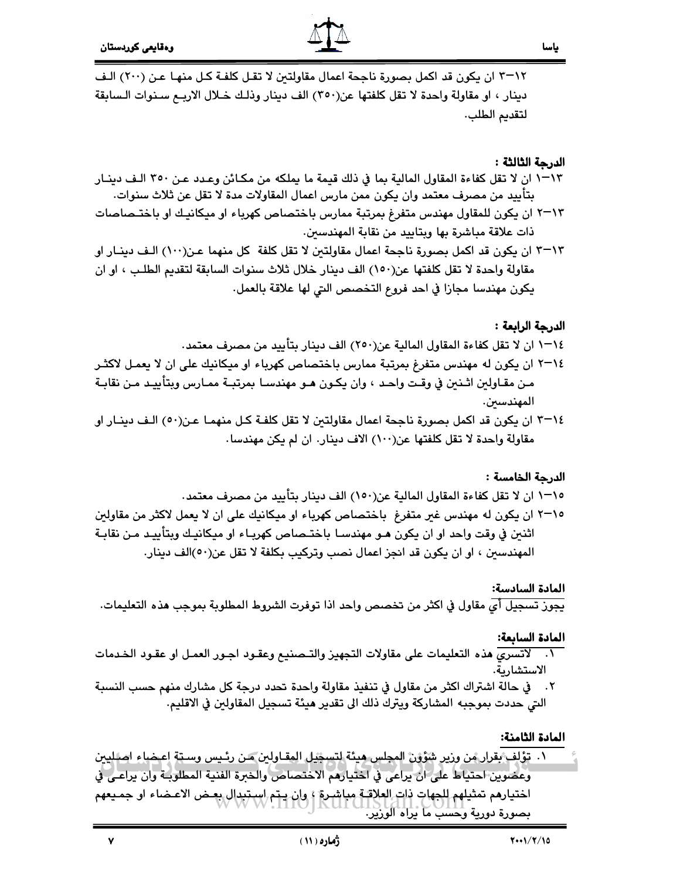١٢–٣ ان يكون قد اكمل بصورة ناجحة اعمال مقاولتين لا تقل كلفة كل منها عن (٢٠٠) الف دينار ، او مقاولة واحدة لا تقل كلفتها عن(٣٥٠) الف دينار وذلك خلال الاربع سنوات السابقة لتقديم الطلب.

**الدرجة الثالثة :**

١٣–١ ان لا تقل كفاءة المقاول المالية بما في ذلك قيمة ما يملكه من مكائن وعدد عن ٣٥٠ الف دينار بتأييد من مصرف معتمد وان يكون ممن مارس اعمال المقاولات مدة لا تقل عن ثلاث سنوات.

١٣–٢ ان يكون للمقاول مهندس متفرغ بمرتبة ممارس باختصاص كهرباء او ميكانيك او باختصاصات ذات علاقة مباشرة بها وبتاييد من نقابة المهندسين.

١٣–٣ ان يكون قد اكمل بصورة ناجحة اعمال مقاولتين لا تقل كلفة كل منهما عن(١٠٠) الف دينار او مقاولة واحدة لا تقل كلفتها عن(١٥٠) الف دينار خلال ثلاث سنوات السابقة لتقديم الطلب ، او ان يكون مهندسا مجازا في احد فروع التخصص التي لها علاقة بالعمل.

**الدرجة الرابعة :**

١٤–١ ان لا تقل كفاءة المقاول المالية عن(٢٥٠) الف دينار بتأييد من مصرف معتمد.

١٤–٢ ان يكون له مهندس متفرغ بمرتبة ممارس باختصاص كهرباء او ميكانيك على ان لا يعمل لاكثر من مقاولين اثنين في وقت واحد ، وان يكون هو مهندسا بمرتبة ممارس وبتأييد من نقابة المهندسين.

١٤–٣ ان يكون قد اكمل بصورة ناجحة اعمال مقاولتين لا تقل كلفة كل منهما عن(٥٠) الف دينار او مقاولة واحدة لا تقل كلفتها عن(١٠٠) الاف دينار. ان لم يكن مهندسا.

**الدرجة الخامسة :**

١٥–١ ان لا تقل كفاءة المقاول المالية عن(١٥٠) الف دينار بتأييد من مصرف معتمد.

١٥–٢ ان يكون له مهندس غير متفرغ باختصاص كهرباء او ميكانيك على ان لا يعمل لاكثر من مقاولين اثنين في وقت واحد او ان يكون هو مهندسا باختصاص كهرباء او ميكانيك وبتأييد من نقابة المهندسين ، او ان يكون قد انجز اعمال نصب وتركيب بكلفة لا تقل عن(٥٠)الف دينار.

**المادة السادسة:**

يجوز تسجيل أي مقاول في اكثر من تخصص واحد اذا توفرت الشروط المطلوبة بموجب هذه التعليمات.

**المادة السابعة:**

١. لاتسري هذه التعليمات على مقاولات التجهيز والتصنيع وعقود اجور العمل او عقود الخدمات الاستشارية.
٢. في حالة اشتراك اكثر من مقاول في تنفيذ مقاولة واحدة تحدد درجة كل مشارك منهم حسب النسبة التي حددت بموجبه المشاركة ويترك ذلك الى تقدير هيئة تسجيل المقاولين في الاقليم.

**المادة الثامنة:**

١. تؤلف بقرار من وزير شؤون المجلس هيئة لتسجيل المقاولين من رئيس وستة اعضاء اصليين وعضوين احتياط على ان يراعى في اختيارهم الاختصاص والخبرة الفنية المطلوبة وان يراعى في اختيارهم تمثيلهم للجهات ذات العلاقة مباشرة ، وان يتم استبدال بعض الاعضاء او جميعهم بصورة دورية وحسب ما يراه الوزير.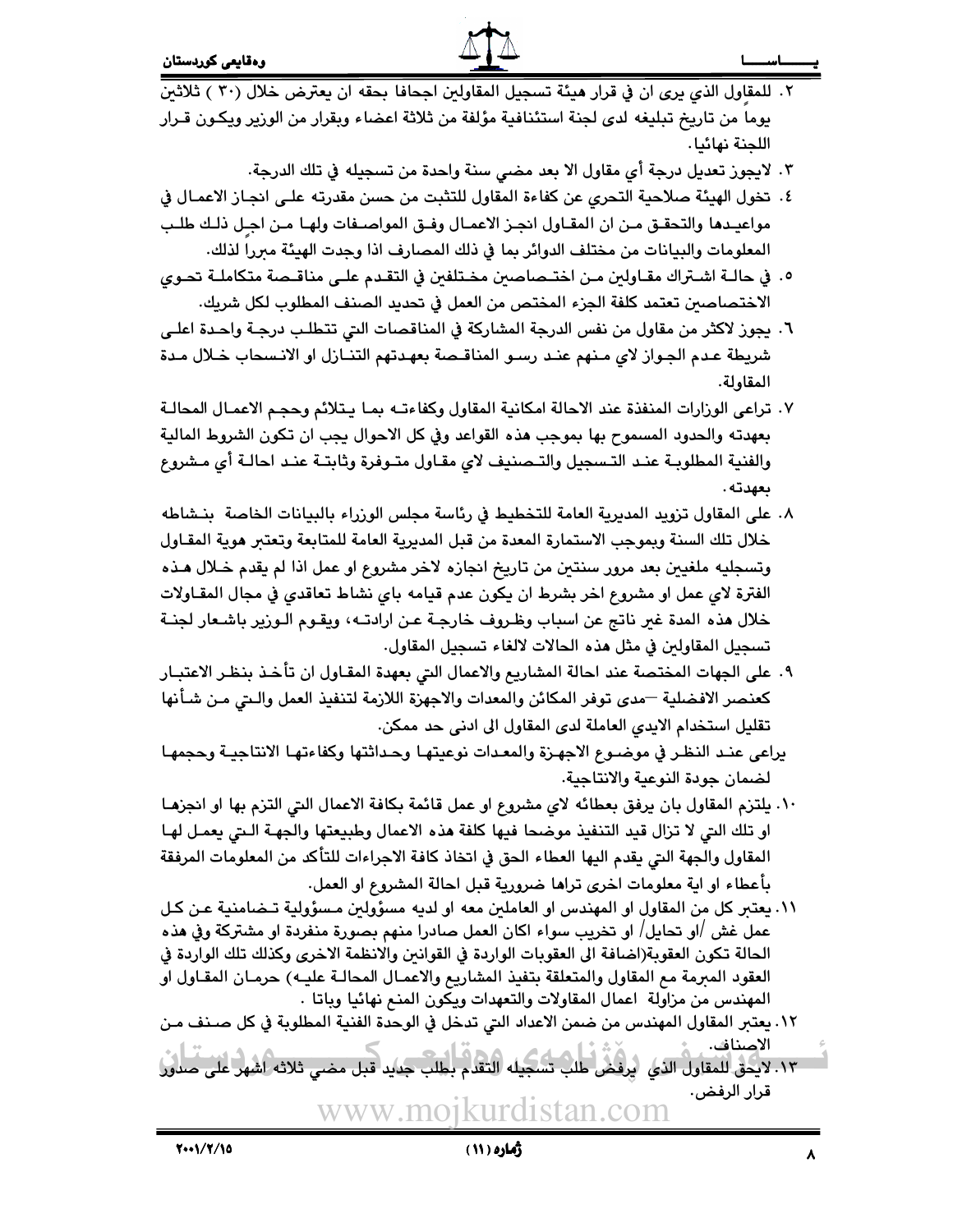٢. للمقاول الذي يرى ان في قرار هيئة تسجيل المقاولين اجحافا بحقه ان يعترض خلال (٣٠ ) ثلاثين يوماً من تاريخ تبليغه لدى لجنة استئنافية مؤلفة من ثلاثة اعضاء وبقرار من الوزير ويكون قرار اللجنة نهائيا.

٣. لايجوز تعديل درجة أي مقاول الا بعد مضي سنة واحدة من تسجيله في تلك الدرجة.

٤. تخول الهيئة صلاحية التحري عن كفاءة المقاول للتثبت من حسن مقدرته على انجاز الاعمال في مواعيدها والتحقق من ان المقاول انجز الاعمال وفق المواصفات ولها من اجل ذلك طلب المعلومات والبيانات من مختلف الدوائر بما في ذلك المصارف اذا وجدت الهيئة مبرراً لذلك.

٥. في حالة اشتراك مقاولين من اختصاصين مختلفين في التقدم على مناقصة متكاملة تحوي الاختصاصين تعتمد كلفة الجزء المختص من العمل في تحديد الصنف المطلوب لكل شريك.

٦. يجوز لاكثر من مقاول من نفس الدرجة المشاركة في المناقصات التي تتطلب درجة واحدة اعلى شريطة عدم الجواز لاي منهم عند رسو المناقصة بعهدتهم التنازل او الانسحاب خلال مدة المقاولة.

٧. تراعى الوزارات المنفذة عند الاحالة امكانية المقاول وكفاءته بما يتلائم وحجم الاعمال المحالة بعهدته والحدود المسموح بها بموجب هذه القواعد وفي كل الاحوال يجب ان تكون الشروط المالية والفنية المطلوبة عند التسجيل والتصنيف لاي مقاول متوفرة وثابتة عند احالة أي مشروع بعهدته.

٨. على المقاول تزويد المديرية العامة للتخطيط في رئاسة مجلس الوزراء بالبيانات الخاصة بنشاطه خلال تلك السنة وبموجب الاستمارة المعدة من قبل المديرية العامة للمتابعة وتعتبر هوية المقاول وتسجيله ملغيين بعد مرور سنتين من تاريخ انجازه لاخر مشروع او عمل اذا لم يقدم خلال هذه الفترة لاي عمل او مشروع اخر بشرط ان يكون عدم قيامه باي نشاط تعاقدي في مجال المقاولات خلال هذه المدة غير ناتج عن اسباب وظروف خارجة عن ارادته، ويقوم الوزير باشعار لجنة تسجيل المقاولين في مثل هذه الحالات لالغاء تسجيل المقاول.

٩. على الجهات المختصة عند احالة المشاريع والاعمال التي بعهدة المقاول ان تأخذ بنظر الاعتبار كعنصر الافضلية –مدى توفر المكائن والمعدات والاجهزة اللازمة لتنفيذ العمل والتي من شأنها تقليل استخدام الايدي العاملة لدى المقاول الى ادنى حد ممكن.

يراعى عند النظر في موضوع الاجهزة والمعدات نوعيتها وحداثتها وكفاءتها الانتاجية وحجمها لضمان جودة النوعية والانتاجية.

١٠. يلتزم المقاول بان يرفق بعطائه لاي مشروع او عمل قائمة بكافة الاعمال التي التزم بها او انجزها او تلك التي لا تزال قيد التنفيذ موضحا فيها كلفة هذه الاعمال وطبيعتها والجهة التي يعمل لها المقاول والجهة التي يقدم اليها العطاء الحق في اتخاذ كافة الاجراءات للتأكد من المعلومات المرفقة بأعطاء او اية معلومات اخرى تراها ضرورية قبل احالة المشروع او العمل.

١١. يعتبر كل من المقاول او المهندس او العاملين معه او لديه مسؤولين مسؤولية تضامنية عن كل عمل غش /او تحايل/ او تخريب سواء اكان العمل صادرا منهم بصورة منفردة او مشتركة وفي هذه الحالة تكون العقوبة(اضافة الى العقوبات الواردة في القوانين والانظمة الاخرى وكذلك تلك الواردة في العقود المبرمة مع المقاول والمتعلقة بتنفيذ المشاريع والاعمال المحالة عليه) حرمان المقاول او المهندس من مزاولة اعمال المقاولات والتعهدات ويكون المنع نهائيا وباتا .

١٢. يعتبر المقاول المهندس من ضمن الاعداد التي تدخل في الوحدة الفنية المطلوبة في كل صنف من الاصناف.

١٣. لايحق للمقاول الذي يرفض طلب تسجيله التقدم بطلب جديد قبل مضي ثلاثه اشهر على صدور قرار الرفض.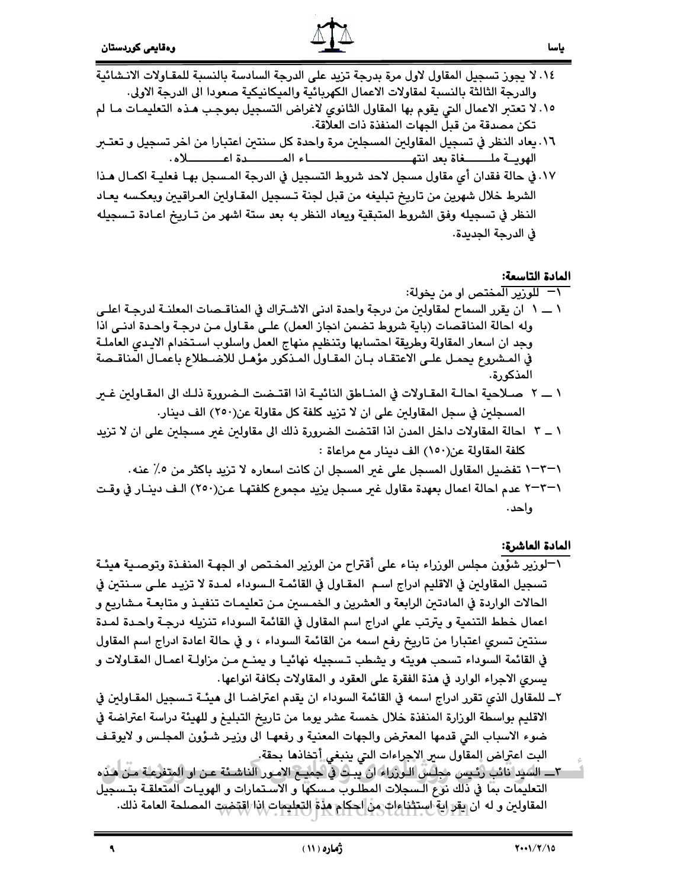١٤. لا يجوز تسجيل المقاول لاول مرة بدرجة تزيد على الدرجة السادسة بالنسبة للمقاولات الانشائية والدرجة الثالثة بالنسبة لمقاولات الاعمال الكهربائية والميكانيكية صعودا الى الدرجة الاولى.

١٥. لا تعتبر الاعمال التي يقوم بها المقاول الثانوي لاغراض التسجيل بموجب هذه التعليمات ما لم تكن مصدقة من قبل الجهات المنفذة ذات العلاقة.

١٦. يعاد النظر في تسجيل المقاولين المسجلين مرة واحدة كل سنتين اعتبارا من اخر تسجيل و تعتبر الهوية ملغاة بعد انتهاء المدة اعلاه.

١٧. في حالة فقدان أي مقاول مسجل لاحد شروط التسجيل في الدرجة المسجل بها فعلية اكمال هذا الشرط خلال شهرين من تاريخ تبليغه من قبل لجنة تسجيل المقاولين العراقيين وبعكسه يعاد النظر في تسجيله وفق الشروط المتبقية ويعاد النظر به بعد ستة اشهر من تاريخ اعادة تسجيله في الدرجة الجديدة.

**المادة التاسعة:**

١- للوزير المختص او من يخولة:

١ ــ ١ ان يقرر السماح لمقاولين من درجة واحدة ادنى الاشتراك في المناقصات المعلنة لدرجة اعلى وله احالة المناقصات (باية شروط تضمن انجاز العمل) على مقاول من درجة واحدة ادنى اذا وجد ان اسعار المقاولة وطريقة احتسابها وتنظيم منهاج العمل واسلوب استخدام الايدي العاملة في المشروع يحمل على الاعتقاد بان المقاول المذكور مؤهل للاضطلاع باعمال المناقصة المذكورة.

١ ــ ٢ صلاحية احالة المقاولات في المناطق النائية اذا اقتضت الضرورة ذلك الى المقاولين غير المسجلين في سجل المقاولين على ان لا تزيد كلفة كل مقاولة عن(٢٥٠) الف دينار.

١ ــ ٣ احالة المقاولات داخل المدن اذا اقتضت الضرورة ذلك الى مقاولين غير مسجلين على ان لا تزيد كلفة المقاولة عن(١٥٠) الف دينار مع مراعاة :

١-٣-١ تفضيل المقاول المسجل على غير المسجل ان كانت اسعاره لا تزيد باكثر من ٥٪ عنه.

١-٣-٢ عدم احالة اعمال بعهدة مقاول غير مسجل يزيد مجموع كلفتها عن(٢٥٠) الف دينار في وقت واحد.

**المادة العاشرة:**

١-لوزير شؤون مجلس الوزراء بناء على أقتراح من الوزير المختص او الجهة المنفذة وتوصية هيئة تسجيل المقاولين في الاقليم ادراج اسم المقاول في القائمة السوداء لمدة لا تزيد على سنتين في الحالات الواردة في المادتين الرابعة و العشرين و الخمسين من تعليمات تنفيذ و متابعة مشاريع و اعمال خطط التنمية و يترتب علي ادراج اسم المقاول في القائمة السوداء تنزيله درجة واحدة لمدة سنتين تسري اعتبارا من تاريخ رفع اسمه من القائمة السوداء ، و في حالة اعادة ادراج اسم المقاول في القائمة السوداء تسحب هويته و يشطب تسجيله نهائيا و يمنع من مزاولة اعمال المقاولات و يسري الاجراء الوارد في هذة الفقرة على العقود و المقاولات بكافة انواعها.

٢ــ للمقاول الذي تقرر ادراج اسمه في القائمة السوداء ان يقدم اعتراضا الى هيئة تسجيل المقاولين في الاقليم بواسطة الوزارة المنفذة خلال خمسة عشر يوما من تاريخ التبليغ و للهيئة دراسة اعتراضة في ضوء الاسباب التي قدمها المعترض والجهات المعنية و رفعها الى وزير شؤون المجلس و لايوقف البت اعتراض المقاول سير الاجراءات التي ينبغي أتخاذها بحقة.

٣ــ السيد نائب رئيس مجلس الوزراء ان يبت في جميع الامور الناشئة عن او المتفرعة من هذه التعليمات بما في ذلك نوع السجلات المطلوب مسكها و الاستمارات و الهويات المتعلقة بتسجيل المقاولين و له ان يقر اية استثناءات من احكام هذة التعليمات اذا اقتضت المصلحة العامة ذلك.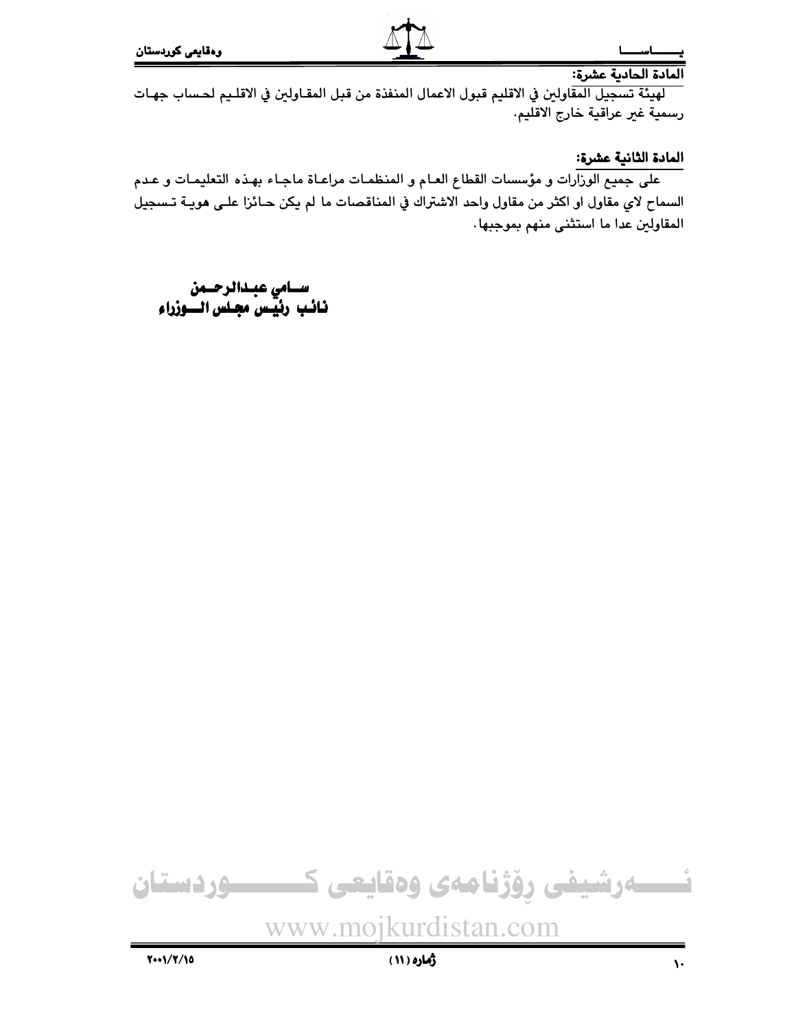**المادة الحادية عشرة:**

لهيئة تسجيل المقاولين في الاقليم قبول الاعمال المنفذة من قبل المقاولين في الاقليم لحساب جهات رسمية غير عراقية خارج الاقليم.

**المادة الثانية عشرة:**

على جميع الوزارات و مؤسسات القطاع العام و المنظمات مراعاة ماجاء بهذه التعليمات و عدم السماح لاي مقاول او اكثر من مقاول واحد الاشتراك في المناقصات ما لم يكن حائزا على هوية تسجيل المقاولين عدا ما استثنى منهم بموجبها.

**سامي عبدالرحمن**
**نائب رئيس مجلس الوزراء**